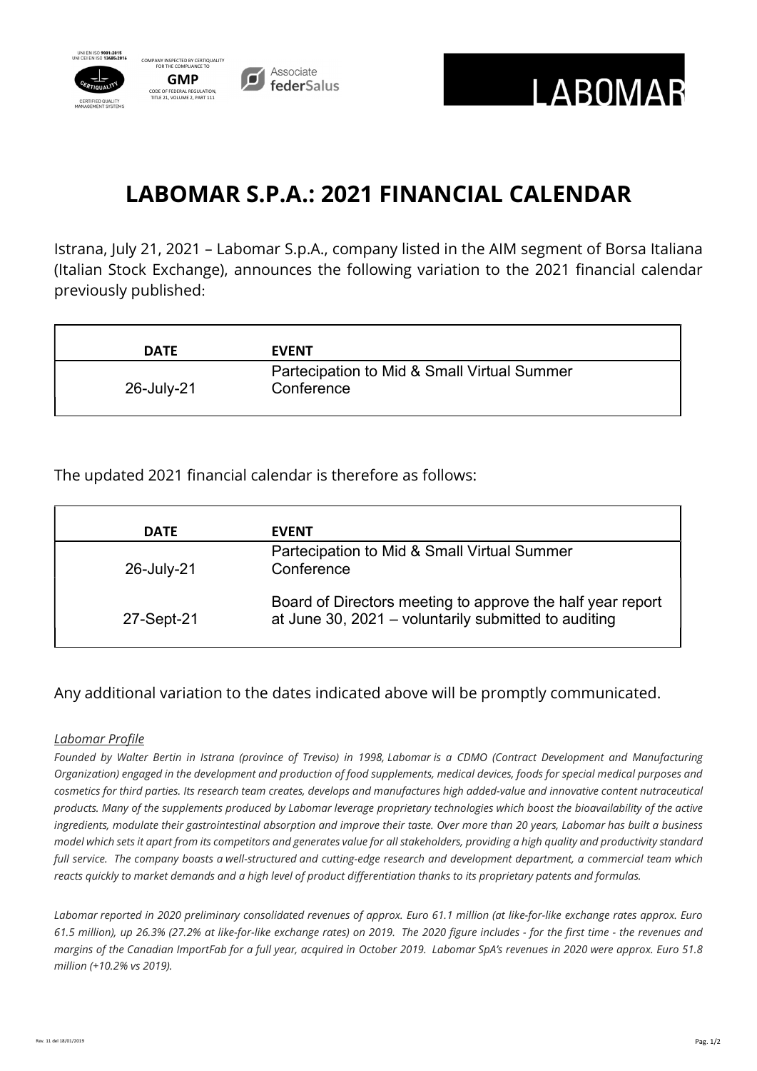UNI EN ISO 9001:2015
UNI CEI EN ISO 13485:2016

CERTIFIED QUALITY MANAGEMENT SYSTEMS

COMPANY INSPECTED BY CERTIQUALITY FOR THE COMPLIANCE TO

**GMP**

CODE OF FEDERAL REGULATION, TITLE 21, VOLUME 2, PART 111

Associate federSalus

LABOMAR

# LABOMAR S.P.A.: 2021 FINANCIAL CALENDAR

Istrana, July 21, 2021 – Labomar S.p.A., company listed in the AIM segment of Borsa Italiana (Italian Stock Exchange), announces the following variation to the 2021 financial calendar previously published:

| DATE | EVENT |
| --- | --- |
| 26-July-21 | Partecipation to Mid & Small Virtual Summer Conference |

The updated 2021 financial calendar is therefore as follows:

| DATE | EVENT |
| --- | --- |
| 26-July-21 | Partecipation to Mid & Small Virtual Summer Conference |
| 27-Sept-21 | Board of Directors meeting to approve the half year report at June 30, 2021 – voluntarily submitted to auditing |

Any additional variation to the dates indicated above will be promptly communicated.

*Labomar Profile*

*Founded by Walter Bertin in Istrana (province of Treviso) in 1998, Labomar is a CDMO (Contract Development and Manufacturing Organization) engaged in the development and production of food supplements, medical devices, foods for special medical purposes and cosmetics for third parties. Its research team creates, develops and manufactures high added-value and innovative content nutraceutical products. Many of the supplements produced by Labomar leverage proprietary technologies which boost the bioavailability of the active ingredients, modulate their gastrointestinal absorption and improve their taste. Over more than 20 years, Labomar has built a business model which sets it apart from its competitors and generates value for all stakeholders, providing a high quality and productivity standard full service. The company boasts a well-structured and cutting-edge research and development department, a commercial team which reacts quickly to market demands and a high level of product differentiation thanks to its proprietary patents and formulas.*

*Labomar reported in 2020 preliminary consolidated revenues of approx. Euro 61.1 million (at like-for-like exchange rates approx. Euro 61.5 million), up 26.3% (27.2% at like-for-like exchange rates) on 2019. The 2020 figure includes - for the first time - the revenues and margins of the Canadian ImportFab for a full year, acquired in October 2019. Labomar SpA's revenues in 2020 were approx. Euro 51.8 million (+10.2% vs 2019).*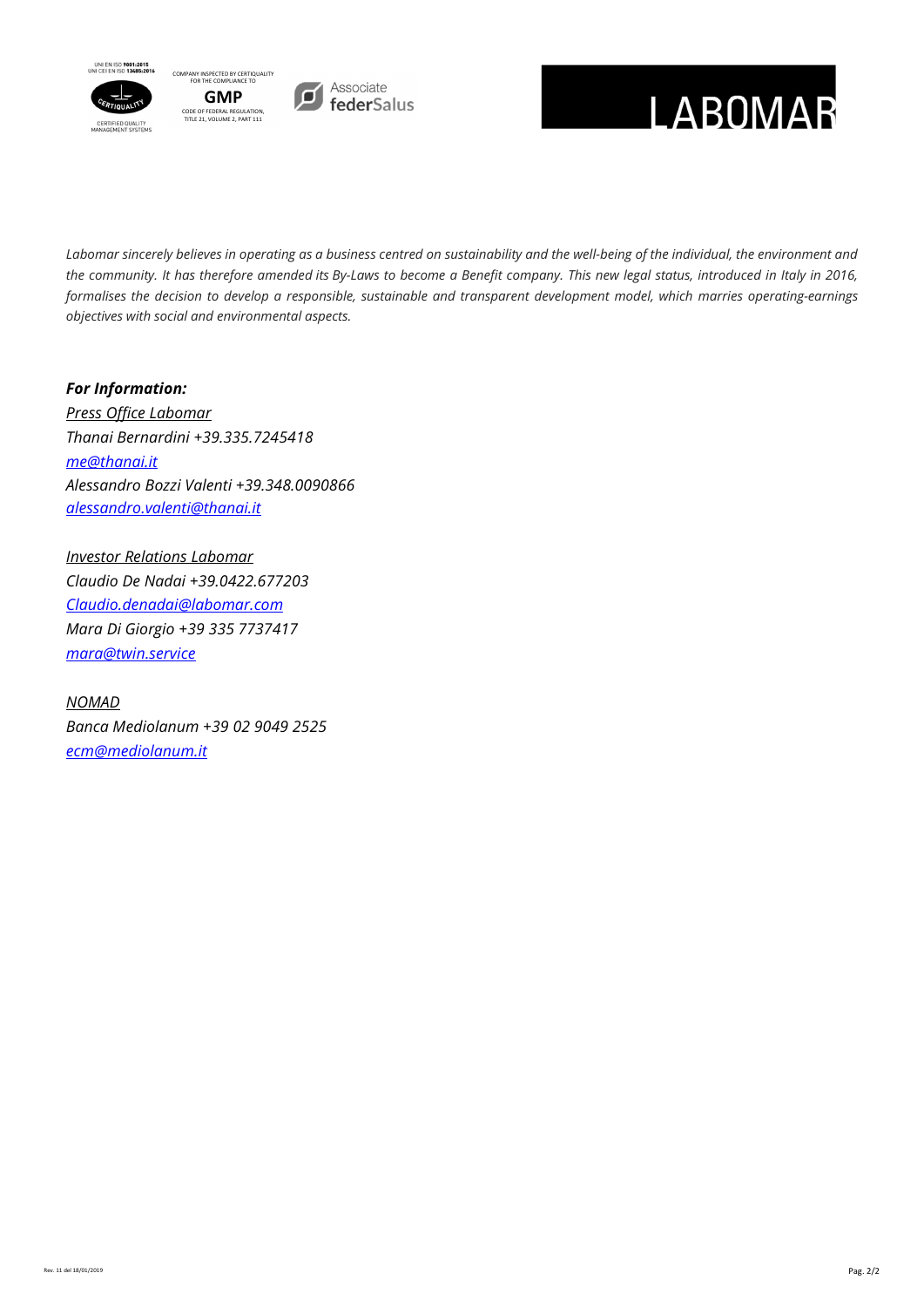*Labomar sincerely believes in operating as a business centred on sustainability and the well-being of the individual, the environment and the community. It has therefore amended its By-Laws to become a Benefit company. This new legal status, introduced in Italy in 2016, formalises the decision to develop a responsible, sustainable and transparent development model, which marries operating-earnings objectives with social and environmental aspects.*

***For Information:***

*Press Office Labomar*
*Thanai Bernardini +39.335.7245418*
*me@thanai.it*
*Alessandro Bozzi Valenti +39.348.0090866*
*alessandro.valenti@thanai.it*

*Investor Relations Labomar*
*Claudio De Nadai +39.0422.677203*
*Claudio.denadai@labomar.com*
*Mara Di Giorgio +39 335 7737417*
*mara@twin.service*

*NOMAD*
*Banca Mediolanum +39 02 9049 2525*
*ecm@mediolanum.it*